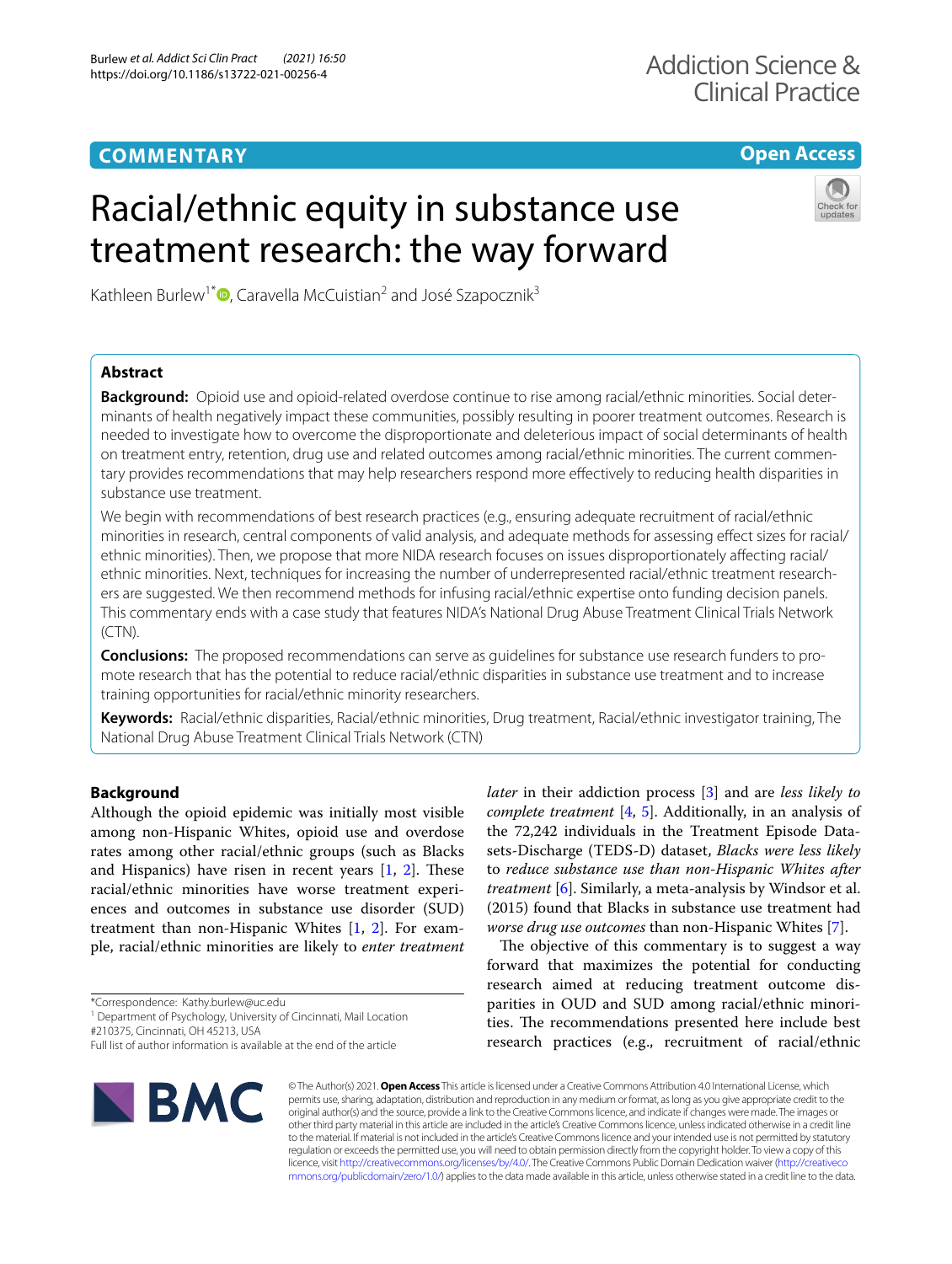COMMENTARY

Open Access

# Racial/ethnic equity in substance use treatment research: the way forward

Kathleen Burlew[1*], Caravella McCuistian[2] and José Szapocznik[3]

## Abstract

**Background:** Opioid use and opioid-related overdose continue to rise among racial/ethnic minorities. Social determinants of health negatively impact these communities, possibly resulting in poorer treatment outcomes. Research is needed to investigate how to overcome the disproportionate and deleterious impact of social determinants of health on treatment entry, retention, drug use and related outcomes among racial/ethnic minorities. The current commentary provides recommendations that may help researchers respond more effectively to reducing health disparities in substance use treatment.

We begin with recommendations of best research practices (e.g., ensuring adequate recruitment of racial/ethnic minorities in research, central components of valid analysis, and adequate methods for assessing effect sizes for racial/ethnic minorities). Then, we propose that more NIDA research focuses on issues disproportionately affecting racial/ethnic minorities. Next, techniques for increasing the number of underrepresented racial/ethnic treatment researchers are suggested. We then recommend methods for infusing racial/ethnic expertise onto funding decision panels. This commentary ends with a case study that features NIDA's National Drug Abuse Treatment Clinical Trials Network (CTN).

**Conclusions:** The proposed recommendations can serve as guidelines for substance use research funders to promote research that has the potential to reduce racial/ethnic disparities in substance use treatment and to increase training opportunities for racial/ethnic minority researchers.

**Keywords:** Racial/ethnic disparities, Racial/ethnic minorities, Drug treatment, Racial/ethnic investigator training, The National Drug Abuse Treatment Clinical Trials Network (CTN)

## Background

Although the opioid epidemic was initially most visible among non-Hispanic Whites, opioid use and overdose rates among other racial/ethnic groups (such as Blacks and Hispanics) have risen in recent years [1, 2]. These racial/ethnic minorities have worse treatment experiences and outcomes in substance use disorder (SUD) treatment than non-Hispanic Whites [1, 2]. For example, racial/ethnic minorities are likely to *enter treatment later* in their addiction process [3] and are *less likely to complete treatment* [4, 5]. Additionally, in an analysis of the 72,242 individuals in the Treatment Episode Datasets-Discharge (TEDS-D) dataset, *Blacks were less likely to reduce substance use than non-Hispanic Whites after treatment* [6]. Similarly, a meta-analysis by Windsor et al. (2015) found that Blacks in substance use treatment had *worse drug use outcomes* than non-Hispanic Whites [7].

The objective of this commentary is to suggest a way forward that maximizes the potential for conducting research aimed at reducing treatment outcome disparities in OUD and SUD among racial/ethnic minorities. The recommendations presented here include best research practices (e.g., recruitment of racial/ethnic

*Correspondence: Kathy.burlew@uc.edu
[1] Department of Psychology, University of Cincinnati, Mail Location #210375, Cincinnati, OH 45213, USA
Full list of author information is available at the end of the article

© The Author(s) 2021. **Open Access** This article is licensed under a Creative Commons Attribution 4.0 International License, which permits use, sharing, adaptation, distribution and reproduction in any medium or format, as long as you give appropriate credit to the original author(s) and the source, provide a link to the Creative Commons licence, and indicate if changes were made. The images or other third party material in this article are included in the article's Creative Commons licence, unless indicated otherwise in a credit line to the material. If material is not included in the article's Creative Commons licence and your intended use is not permitted by statutory regulation or exceeds the permitted use, you will need to obtain permission directly from the copyright holder. To view a copy of this licence, visit http://creativecommons.org/licenses/by/4.0/. The Creative Commons Public Domain Dedication waiver (http://creativecommons.org/publicdomain/zero/1.0/) applies to the data made available in this article, unless otherwise stated in a credit line to the data.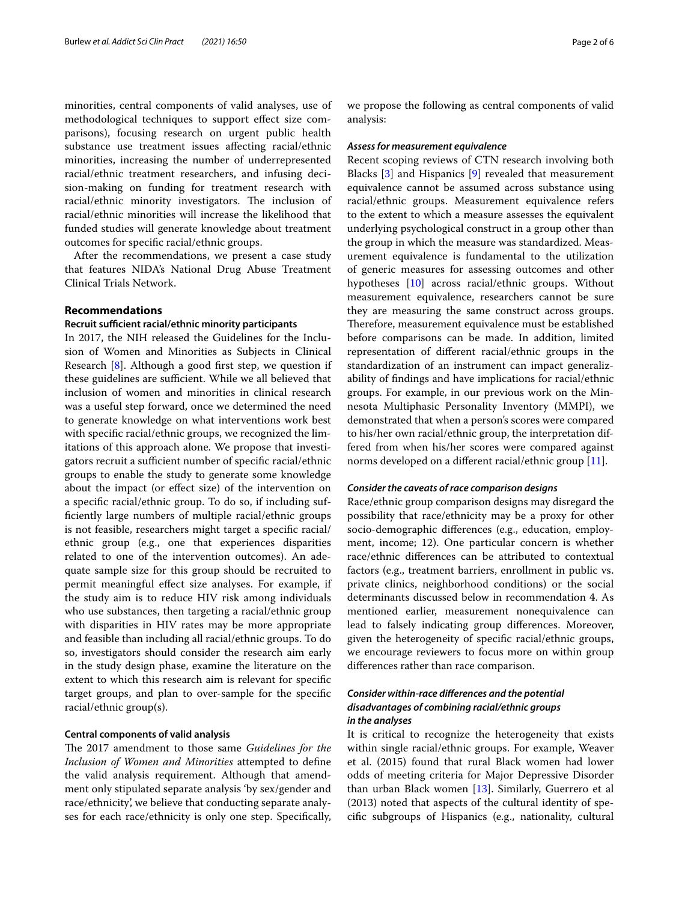minorities, central components of valid analyses, use of methodological techniques to support effect size comparisons), focusing research on urgent public health substance use treatment issues affecting racial/ethnic minorities, increasing the number of underrepresented racial/ethnic treatment researchers, and infusing decision-making on funding for treatment research with racial/ethnic minority investigators. The inclusion of racial/ethnic minorities will increase the likelihood that funded studies will generate knowledge about treatment outcomes for specific racial/ethnic groups.

After the recommendations, we present a case study that features NIDA's National Drug Abuse Treatment Clinical Trials Network.

## Recommendations

### Recruit sufficient racial/ethnic minority participants

In 2017, the NIH released the Guidelines for the Inclusion of Women and Minorities as Subjects in Clinical Research [8]. Although a good first step, we question if these guidelines are sufficient. While we all believed that inclusion of women and minorities in clinical research was a useful step forward, once we determined the need to generate knowledge on what interventions work best with specific racial/ethnic groups, we recognized the limitations of this approach alone. We propose that investigators recruit a sufficient number of specific racial/ethnic groups to enable the study to generate some knowledge about the impact (or effect size) of the intervention on a specific racial/ethnic group. To do so, if including sufficiently large numbers of multiple racial/ethnic groups is not feasible, researchers might target a specific racial/ethnic group (e.g., one that experiences disparities related to one of the intervention outcomes). An adequate sample size for this group should be recruited to permit meaningful effect size analyses. For example, if the study aim is to reduce HIV risk among individuals who use substances, then targeting a racial/ethnic group with disparities in HIV rates may be more appropriate and feasible than including all racial/ethnic groups. To do so, investigators should consider the research aim early in the study design phase, examine the literature on the extent to which this research aim is relevant for specific target groups, and plan to over-sample for the specific racial/ethnic group(s).

### Central components of valid analysis

The 2017 amendment to those same *Guidelines for the Inclusion of Women and Minorities* attempted to define the valid analysis requirement. Although that amendment only stipulated separate analysis 'by sex/gender and race/ethnicity', we believe that conducting separate analyses for each race/ethnicity is only one step. Specifically, we propose the following as central components of valid analysis:

#### *Assess for measurement equivalence*

Recent scoping reviews of CTN research involving both Blacks [3] and Hispanics [9] revealed that measurement equivalence cannot be assumed across substance using racial/ethnic groups. Measurement equivalence refers to the extent to which a measure assesses the equivalent underlying psychological construct in a group other than the group in which the measure was standardized. Measurement equivalence is fundamental to the utilization of generic measures for assessing outcomes and other hypotheses [10] across racial/ethnic groups. Without measurement equivalence, researchers cannot be sure they are measuring the same construct across groups. Therefore, measurement equivalence must be established before comparisons can be made. In addition, limited representation of different racial/ethnic groups in the standardization of an instrument can impact generalizability of findings and have implications for racial/ethnic groups. For example, in our previous work on the Minnesota Multiphasic Personality Inventory (MMPI), we demonstrated that when a person's scores were compared to his/her own racial/ethnic group, the interpretation differed from when his/her scores were compared against norms developed on a different racial/ethnic group [11].

#### *Consider the caveats of race comparison designs*

Race/ethnic group comparison designs may disregard the possibility that race/ethnicity may be a proxy for other socio-demographic differences (e.g., education, employment, income; 12). One particular concern is whether race/ethnic differences can be attributed to contextual factors (e.g., treatment barriers, enrollment in public vs. private clinics, neighborhood conditions) or the social determinants discussed below in recommendation 4. As mentioned earlier, measurement nonequivalence can lead to falsely indicating group differences. Moreover, given the heterogeneity of specific racial/ethnic groups, we encourage reviewers to focus more on within group differences rather than race comparison.

#### *Consider within-race differences and the potential disadvantages of combining racial/ethnic groups in the analyses*

It is critical to recognize the heterogeneity that exists within single racial/ethnic groups. For example, Weaver et al. (2015) found that rural Black women had lower odds of meeting criteria for Major Depressive Disorder than urban Black women [13]. Similarly, Guerrero et al (2013) noted that aspects of the cultural identity of specific subgroups of Hispanics (e.g., nationality, cultural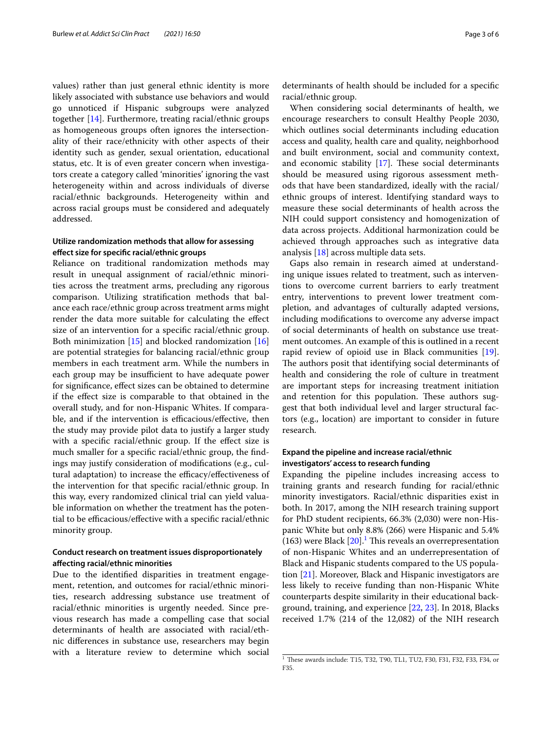values) rather than just general ethnic identity is more likely associated with substance use behaviors and would go unnoticed if Hispanic subgroups were analyzed together [14]. Furthermore, treating racial/ethnic groups as homogeneous groups often ignores the intersectionality of their race/ethnicity with other aspects of their identity such as gender, sexual orientation, educational status, etc. It is of even greater concern when investigators create a category called 'minorities' ignoring the vast heterogeneity within and across individuals of diverse racial/ethnic backgrounds. Heterogeneity within and across racial groups must be considered and adequately addressed.

### Utilize randomization methods that allow for assessing effect size for specific racial/ethnic groups

Reliance on traditional randomization methods may result in unequal assignment of racial/ethnic minorities across the treatment arms, precluding any rigorous comparison. Utilizing stratification methods that balance each race/ethnic group across treatment arms might render the data more suitable for calculating the effect size of an intervention for a specific racial/ethnic group. Both minimization [15] and blocked randomization [16] are potential strategies for balancing racial/ethnic group members in each treatment arm. While the numbers in each group may be insufficient to have adequate power for significance, effect sizes can be obtained to determine if the effect size is comparable to that obtained in the overall study, and for non-Hispanic Whites. If comparable, and if the intervention is efficacious/effective, then the study may provide pilot data to justify a larger study with a specific racial/ethnic group. If the effect size is much smaller for a specific racial/ethnic group, the findings may justify consideration of modifications (e.g., cultural adaptation) to increase the efficacy/effectiveness of the intervention for that specific racial/ethnic group. In this way, every randomized clinical trial can yield valuable information on whether the treatment has the potential to be efficacious/effective with a specific racial/ethnic minority group.

### Conduct research on treatment issues disproportionately affecting racial/ethnic minorities

Due to the identified disparities in treatment engagement, retention, and outcomes for racial/ethnic minorities, research addressing substance use treatment of racial/ethnic minorities is urgently needed. Since previous research has made a compelling case that social determinants of health are associated with racial/ethnic differences in substance use, researchers may begin with a literature review to determine which social determinants of health should be included for a specific racial/ethnic group.

When considering social determinants of health, we encourage researchers to consult Healthy People 2030, which outlines social determinants including education access and quality, health care and quality, neighborhood and built environment, social and community context, and economic stability [17]. These social determinants should be measured using rigorous assessment methods that have been standardized, ideally with the racial/ethnic groups of interest. Identifying standard ways to measure these social determinants of health across the NIH could support consistency and homogenization of data across projects. Additional harmonization could be achieved through approaches such as integrative data analysis [18] across multiple data sets.

Gaps also remain in research aimed at understanding unique issues related to treatment, such as interventions to overcome current barriers to early treatment entry, interventions to prevent lower treatment completion, and advantages of culturally adapted versions, including modifications to overcome any adverse impact of social determinants of health on substance use treatment outcomes. An example of this is outlined in a recent rapid review of opioid use in Black communities [19]. The authors posit that identifying social determinants of health and considering the role of culture in treatment are important steps for increasing treatment initiation and retention for this population. These authors suggest that both individual level and larger structural factors (e.g., location) are important to consider in future research.

### Expand the pipeline and increase racial/ethnic investigators' access to research funding

Expanding the pipeline includes increasing access to training grants and research funding for racial/ethnic minority investigators. Racial/ethnic disparities exist in both. In 2017, among the NIH research training support for PhD student recipients, 66.3% (2,030) were non-Hispanic White but only 8.8% (266) were Hispanic and 5.4% (163) were Black [20].[1] This reveals an overrepresentation of non-Hispanic Whites and an underrepresentation of Black and Hispanic students compared to the US population [21]. Moreover, Black and Hispanic investigators are less likely to receive funding than non-Hispanic White counterparts despite similarity in their educational background, training, and experience [22, 23]. In 2018, Blacks received 1.7% (214 of the 12,082) of the NIH research

[1] These awards include: T15, T32, T90, TL1, TU2, F30, F31, F32, F33, F34, or F35.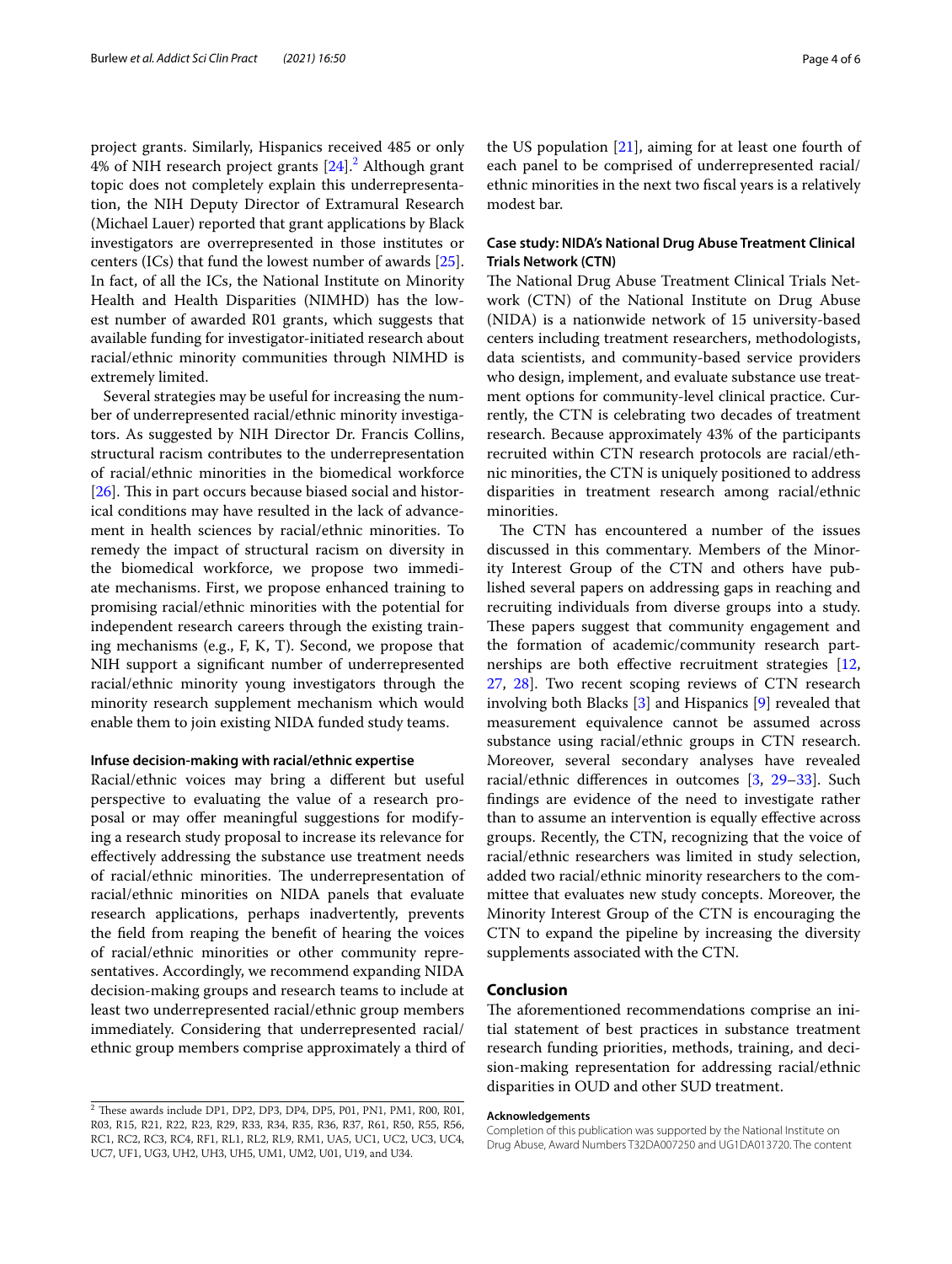project grants. Similarly, Hispanics received 485 or only 4% of NIH research project grants [24].[2] Although grant topic does not completely explain this underrepresentation, the NIH Deputy Director of Extramural Research (Michael Lauer) reported that grant applications by Black investigators are overrepresented in those institutes or centers (ICs) that fund the lowest number of awards [25]. In fact, of all the ICs, the National Institute on Minority Health and Health Disparities (NIMHD) has the lowest number of awarded R01 grants, which suggests that available funding for investigator-initiated research about racial/ethnic minority communities through NIMHD is extremely limited.

Several strategies may be useful for increasing the number of underrepresented racial/ethnic minority investigators. As suggested by NIH Director Dr. Francis Collins, structural racism contributes to the underrepresentation of racial/ethnic minorities in the biomedical workforce [26]. This in part occurs because biased social and historical conditions may have resulted in the lack of advancement in health sciences by racial/ethnic minorities. To remedy the impact of structural racism on diversity in the biomedical workforce, we propose two immediate mechanisms. First, we propose enhanced training to promising racial/ethnic minorities with the potential for independent research careers through the existing training mechanisms (e.g., F, K, T). Second, we propose that NIH support a significant number of underrepresented racial/ethnic minority young investigators through the minority research supplement mechanism which would enable them to join existing NIDA funded study teams.

#### Infuse decision-making with racial/ethnic expertise

Racial/ethnic voices may bring a different but useful perspective to evaluating the value of a research proposal or may offer meaningful suggestions for modifying a research study proposal to increase its relevance for effectively addressing the substance use treatment needs of racial/ethnic minorities. The underrepresentation of racial/ethnic minorities on NIDA panels that evaluate research applications, perhaps inadvertently, prevents the field from reaping the benefit of hearing the voices of racial/ethnic minorities or other community representatives. Accordingly, we recommend expanding NIDA decision-making groups and research teams to include at least two underrepresented racial/ethnic group members immediately. Considering that underrepresented racial/ethnic group members comprise approximately a third of the US population [21], aiming for at least one fourth of each panel to be comprised of underrepresented racial/ethnic minorities in the next two fiscal years is a relatively modest bar.

### Case study: NIDA's National Drug Abuse Treatment Clinical Trials Network (CTN)

The National Drug Abuse Treatment Clinical Trials Network (CTN) of the National Institute on Drug Abuse (NIDA) is a nationwide network of 15 university-based centers including treatment researchers, methodologists, data scientists, and community-based service providers who design, implement, and evaluate substance use treatment options for community-level clinical practice. Currently, the CTN is celebrating two decades of treatment research. Because approximately 43% of the participants recruited within CTN research protocols are racial/ethnic minorities, the CTN is uniquely positioned to address disparities in treatment research among racial/ethnic minorities.

The CTN has encountered a number of the issues discussed in this commentary. Members of the Minority Interest Group of the CTN and others have published several papers on addressing gaps in reaching and recruiting individuals from diverse groups into a study. These papers suggest that community engagement and the formation of academic/community research partnerships are both effective recruitment strategies [12, 27, 28]. Two recent scoping reviews of CTN research involving both Blacks [3] and Hispanics [9] revealed that measurement equivalence cannot be assumed across substance using racial/ethnic groups in CTN research. Moreover, several secondary analyses have revealed racial/ethnic differences in outcomes [3, 29–33]. Such findings are evidence of the need to investigate rather than to assume an intervention is equally effective across groups. Recently, the CTN, recognizing that the voice of racial/ethnic researchers was limited in study selection, added two racial/ethnic minority researchers to the committee that evaluates new study concepts. Moreover, the Minority Interest Group of the CTN is encouraging the CTN to expand the pipeline by increasing the diversity supplements associated with the CTN.

## Conclusion

The aforementioned recommendations comprise an initial statement of best practices in substance treatment research funding priorities, methods, training, and decision-making representation for addressing racial/ethnic disparities in OUD and other SUD treatment.

#### Acknowledgements

Completion of this publication was supported by the National Institute on Drug Abuse, Award Numbers T32DA007250 and UG1DA013720. The content

[2] These awards include DP1, DP2, DP3, DP4, DP5, P01, PN1, PM1, R00, R01, R03, R15, R21, R22, R23, R29, R33, R34, R35, R36, R37, R61, R50, R55, R56, RC1, RC2, RC3, RC4, RF1, RL1, RL2, RL9, RM1, UA5, UC1, UC2, UC3, UC4, UC7, UF1, UG3, UH2, UH3, UH5, UM1, UM2, U01, U19, and U34.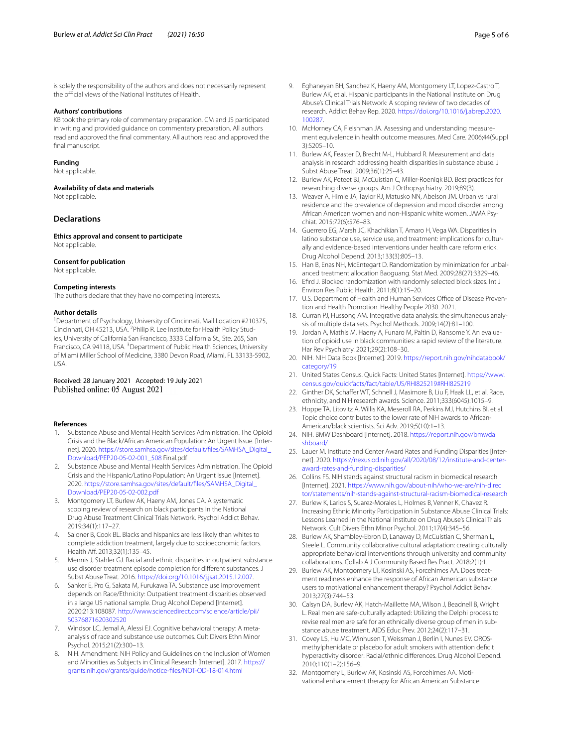is solely the responsibility of the authors and does not necessarily represent the official views of the National Institutes of Health.

### Authors' contributions

KB took the primary role of commentary preparation. CM and JS participated in writing and provided guidance on commentary preparation. All authors read and approved the final commentary. All authors read and approved the final manuscript.

### Funding

Not applicable.

### Availability of data and materials

Not applicable.

## Declarations

### Ethics approval and consent to participate

Not applicable.

### Consent for publication

Not applicable.

### Competing interests

The authors declare that they have no competing interests.

### Author details

[1]Department of Psychology, University of Cincinnati, Mail Location #210375, Cincinnati, OH 45213, USA. [2]Philip R. Lee Institute for Health Policy Studies, University of California San Francisco, 3333 California St., Ste. 265, San Francisco, CA 94118, USA. [3]Department of Public Health Sciences, University of Miami Miller School of Medicine, 3380 Devon Road, Miami, FL 33133-5902, USA.

Received: 28 January 2021 Accepted: 19 July 2021
Published online: 05 August 2021

### References

1. Substance Abuse and Mental Health Services Administration. The Opioid Crisis and the Black/African American Population: An Urgent Issue. [Internet]. 2020. https://store.samhsa.gov/sites/default/files/SAMHSA_Digital_Download/PEP20-05-02-001_508 Final.pdf
2. Substance Abuse and Mental Health Services Administration. The Opioid Crisis and the Hispanic/Latino Population: An Urgent Issue [Internet]. 2020. https://store.samhsa.gov/sites/default/files/SAMHSA_Digital_Download/PEP20-05-02-002.pdf
3. Montgomery LT, Burlew AK, Haeny AM, Jones CA. A systematic scoping review of research on black participants in the National Drug Abuse Treatment Clinical Trials Network. Psychol Addict Behav. 2019;34(1):117–27.
4. Saloner B, Cook BL. Blacks and hispanics are less likely than whites to complete addiction treatment, largely due to socioeconomic factors. Health Aff. 2013;32(1):135–45.
5. Mennis J, Stahler GJ. Racial and ethnic disparities in outpatient substance use disorder treatment episode completion for different substances. J Subst Abuse Treat. 2016. https://doi.org/10.1016/j.jsat.2015.12.007.
6. Sahker E, Pro G, Sakata M, Furukawa TA. Substance use improvement depends on Race/Ethnicity: Outpatient treatment disparities observed in a large US national sample. Drug Alcohol Depend [Internet]. 2020;213:108087. http://www.sciencedirect.com/science/article/pii/S0376871620302520
7. Windsor LC, Jemal A, Alessi EJ. Cognitive behavioral therapy: A meta-analysis of race and substance use outcomes. Cult Divers Ethn Minor Psychol. 2015;21(2):300–13.
8. NIH. Amendment: NIH Policy and Guidelines on the Inclusion of Women and Minorities as Subjects in Clinical Research [Internet]. 2017. https://grants.nih.gov/grants/guide/notice-files/NOT-OD-18-014.html
9. Eghaneyan BH, Sanchez K, Haeny AM, Montgomery LT, Lopez-Castro T, Burlew AK, et al. Hispanic participants in the National Institute on Drug Abuse's Clinical Trials Network: A scoping review of two decades of research. Addict Behav Rep. 2020. https://doi.org/10.1016/j.abrep.2020.100287.
10. McHorney CA, Fleishman JA. Assessing and understanding measurement equivalence in health outcome measures. Med Care. 2006;44(Suppl 3):S205–10.
11. Burlew AK, Feaster D, Brecht M-L, Hubbard R. Measurement and data analysis in research addressing health disparities in substance abuse. J Subst Abuse Treat. 2009;36(1):25–43.
12. Burlew AK, Peteet BJ, McCuistian C, Miller-Roenigk BD. Best practices for researching diverse groups. Am J Orthopsychiatry. 2019;89(3).
13. Weaver A, Himle JA, Taylor RJ, Matusko NN, Abelson JM. Urban vs rural residence and the prevalence of depression and mood disorder among African American women and non-Hispanic white women. JAMA Psychiat. 2015;72(6):576–83.
14. Guerrero EG, Marsh JC, Khachikian T, Amaro H, Vega WA. Disparities in latino substance use, service use, and treatment: implications for culturally and evidence-based interventions under health care reform erick. Drug Alcohol Depend. 2013;133(3):805–13.
15. Han B, Enas NH, McEntegart D. Randomization by minimization for unbalanced treatment allocation Baoguang. Stat Med. 2009;28(27):3329–46.
16. Efird J. Blocked randomization with randomly selected block sizes. Int J Environ Res Public Health. 2011;8(1):15–20.
17. U.S. Department of Health and Human Services Office of Disease Prevention and Health Promotion. Healthy People 2030. 2021.
18. Curran PJ, Hussong AM. Integrative data analysis: the simultaneous analysis of multiple data sets. Psychol Methods. 2009;14(2):81–100.
19. Jordan A, Mathis M, Haeny A, Funaro M, Paltin D, Ransome Y. An evaluation of opioid use in black communities: a rapid review of the literature. Har Rev Psychiatry. 2021;29(2):108–30.
20. NIH. NIH Data Book [Internet]. 2019. https://report.nih.gov/nihdatabook/category/19
21. United States Census. Quick Facts: United States [Internet]. https://www.census.gov/quickfacts/fact/table/US/RHI825219#RHI825219
22. Ginther DK, Schaffer WT, Schnell J, Masimore B, Liu F, Haak LL, et al. Race, ethnicity, and NIH research awards. Science. 2011;333(6045):1015–9.
23. Hoppe TA, Litovitz A, Willis KA, Meseroll RA, Perkins MJ, Hutchins BI, et al. Topic choice contributes to the lower rate of NIH awards to African-American/black scientists. Sci Adv. 2019;5(10):1–13.
24. NIH. BMW Dashboard [Internet]. 2018. https://report.nih.gov/bmwdashboard/
25. Lauer M. Institute and Center Award Rates and Funding Disparities [Internet]. 2020. https://nexus.od.nih.gov/all/2020/08/12/institute-and-center-award-rates-and-funding-disparities/
26. Collins FS. NIH stands against structural racism in biomedical research [Internet]. 2021. https://www.nih.gov/about-nih/who-we-are/nih-director/statements/nih-stands-against-structural-racism-biomedical-research
27. Burlew K, Larios S, Suarez-Morales L, Holmes B, Venner K, Chavez R. Increasing Ethnic Minority Participation in Substance Abuse Clinical Trials: Lessons Learned in the National Institute on Drug Abuse's Clinical Trials Network. Cult Divers Ethn Minor Psychol. 2011;17(4):345–56.
28. Burlew AK, Shambley-Ebron D, Lanaway D, McCuistian C, Sherman L, Steele L. Community collaborative cultural adaptation: creating culturally appropriate behavioral interventions through university and community collaborations. Collab A J Community Based Res Pract. 2018;2(1):1.
29. Burlew AK, Montgomery LT, Kosinski AS, Forcehimes AA. Does treatment readiness enhance the response of African American substance users to motivational enhancement therapy? Psychol Addict Behav. 2013;27(3):744–53.
30. Calsyn DA, Burlew AK, Hatch-Maillette MA, Wilson J, Beadnell B, Wright L. Real men are safe-culturally adapted: Utilizing the Delphi process to revise real men are safe for an ethnically diverse group of men in substance abuse treatment. AIDS Educ Prev. 2012;24(2):117–31.
31. Covey LS, Hu MC, Winhusen T, Weissman J, Berlin I, Nunes EV. OROS-methylphenidate or placebo for adult smokers with attention deficit hyperactivity disorder: Racial/ethnic differences. Drug Alcohol Depend. 2010;110(1–2):156–9.
32. Montgomery L, Burlew AK, Kosinski AS, Forcehimes AA. Motivational enhancement therapy for African American Substance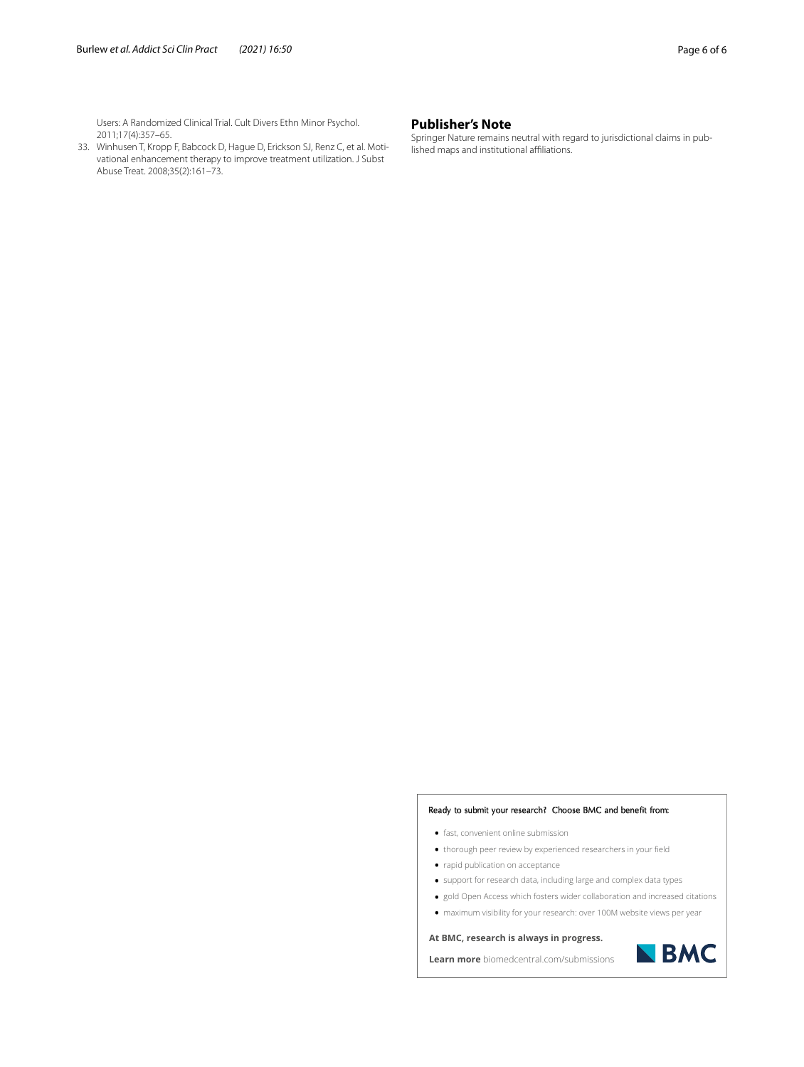Users: A Randomized Clinical Trial. Cult Divers Ethn Minor Psychol. 2011;17(4):357–65.

33. Winhusen T, Kropp F, Babcock D, Hague D, Erickson SJ, Renz C, et al. Motivational enhancement therapy to improve treatment utilization. J Subst Abuse Treat. 2008;35(2):161–73.

## Publisher's Note

Springer Nature remains neutral with regard to jurisdictional claims in published maps and institutional affiliations.

Ready to submit your research? Choose BMC and benefit from:

- fast, convenient online submission
- thorough peer review by experienced researchers in your field
- rapid publication on acceptance
- support for research data, including large and complex data types
- gold Open Access which fosters wider collaboration and increased citations
- maximum visibility for your research: over 100M website views per year

**At BMC, research is always in progress.**

**Learn more** biomedcentral.com/submissions

BMC